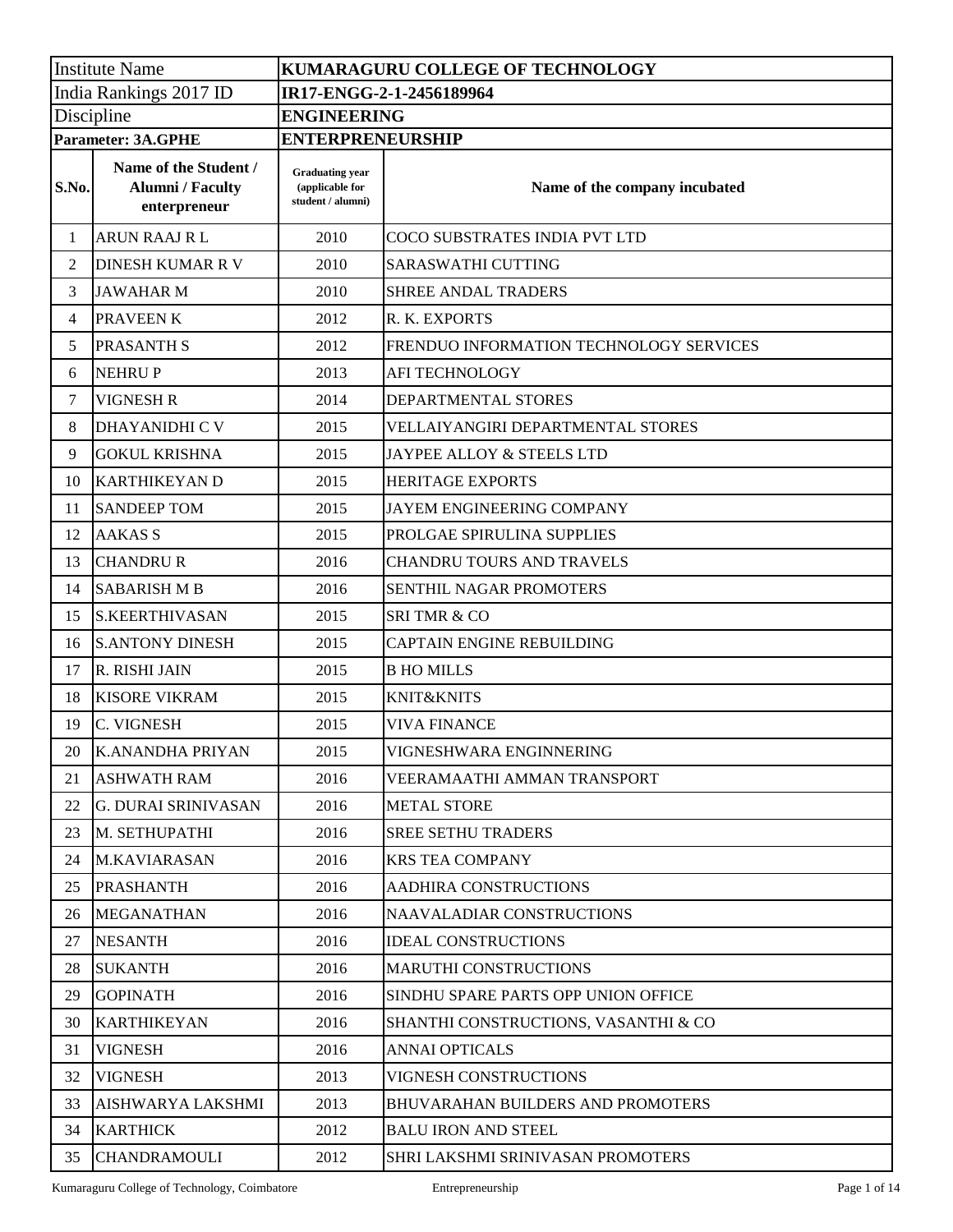| Institute Name | | KUMARAGURU COLLEGE OF TECHNOLOGY | |
|---|---|---|---|
| India Rankings 2017 ID | | IR17-ENGG-2-1-2456189964 | |
| Discipline | | ENGINEERING | |
| **Parameter: 3A.GPHE** | | **ENTERPRENEURSHIP** | |
| **S.No.** | **Name of the Student / Alumni / Faculty enterpreneur** | **Graduating year (applicable for student / alumni)** | **Name of the company incubated** |
| 1 | ARUN RAAJ R L | 2010 | COCO SUBSTRATES INDIA PVT LTD |
| 2 | DINESH KUMAR R V | 2010 | SARASWATHI CUTTING |
| 3 | JAWAHAR M | 2010 | SHREE ANDAL TRADERS |
| 4 | PRAVEEN K | 2012 | R. K. EXPORTS |
| 5 | PRASANTH S | 2012 | FRENDUO INFORMATION TECHNOLOGY SERVICES |
| 6 | NEHRU P | 2013 | AFI TECHNOLOGY |
| 7 | VIGNESH R | 2014 | DEPARTMENTAL STORES |
| 8 | DHAYANIDHI C V | 2015 | VELLAIYANGIRI DEPARTMENTAL STORES |
| 9 | GOKUL KRISHNA | 2015 | JAYPEE ALLOY & STEELS LTD |
| 10 | KARTHIKEYAN D | 2015 | HERITAGE EXPORTS |
| 11 | SANDEEP TOM | 2015 | JAYEM ENGINEERING COMPANY |
| 12 | AAKAS S | 2015 | PROLGAE SPIRULINA SUPPLIES |
| 13 | CHANDRU R | 2016 | CHANDRU TOURS AND TRAVELS |
| 14 | SABARISH M B | 2016 | SENTHIL NAGAR PROMOTERS |
| 15 | S.KEERTHIVASAN | 2015 | SRI TMR & CO |
| 16 | S.ANTONY DINESH | 2015 | CAPTAIN ENGINE REBUILDING |
| 17 | R. RISHI JAIN | 2015 | B HO MILLS |
| 18 | KISORE VIKRAM | 2015 | KNIT&KNITS |
| 19 | C. VIGNESH | 2015 | VIVA FINANCE |
| 20 | K.ANANDHA PRIYAN | 2015 | VIGNESHWARA ENGINNERING |
| 21 | ASHWATH RAM | 2016 | VEERAMAATHI AMMAN TRANSPORT |
| 22 | G. DURAI SRINIVASAN | 2016 | METAL STORE |
| 23 | M. SETHUPATHI | 2016 | SREE SETHU TRADERS |
| 24 | M.KAVIARASAN | 2016 | KRS TEA COMPANY |
| 25 | PRASHANTH | 2016 | AADHIRA CONSTRUCTIONS |
| 26 | MEGANATHAN | 2016 | NAAVALADIAR CONSTRUCTIONS |
| 27 | NESANTH | 2016 | IDEAL CONSTRUCTIONS |
| 28 | SUKANTH | 2016 | MARUTHI CONSTRUCTIONS |
| 29 | GOPINATH | 2016 | SINDHU SPARE PARTS OPP UNION OFFICE |
| 30 | KARTHIKEYAN | 2016 | SHANTHI CONSTRUCTIONS, VASANTHI & CO |
| 31 | VIGNESH | 2016 | ANNAI OPTICALS |
| 32 | VIGNESH | 2013 | VIGNESH CONSTRUCTIONS |
| 33 | AISHWARYA LAKSHMI | 2013 | BHUVARAHAN BUILDERS AND PROMOTERS |
| 34 | KARTHICK | 2012 | BALU IRON AND STEEL |
| 35 | CHANDRAMOULI | 2012 | SHRI LAKSHMI SRINIVASAN PROMOTERS |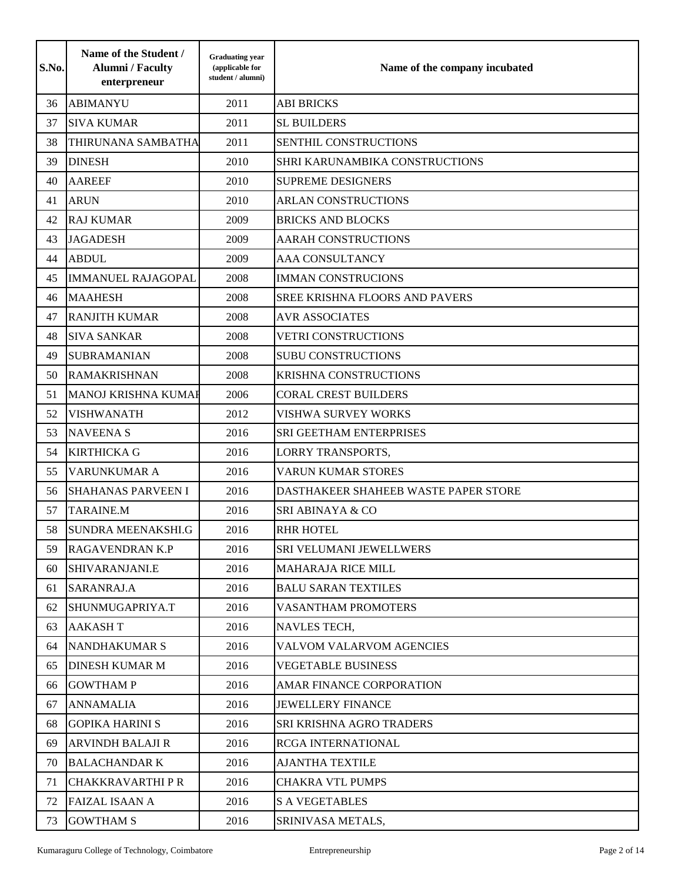| S.No. | Name of the Student / Alumni / Faculty enterpreneur | Graduating year (applicable for student / alumni) | Name of the company incubated |
|---|---|---|---|
| 36 | ABIMANYU | 2011 | ABI BRICKS |
| 37 | SIVA KUMAR | 2011 | SL BUILDERS |
| 38 | THIRUNANA SAMBATHA | 2011 | SENTHIL CONSTRUCTIONS |
| 39 | DINESH | 2010 | SHRI KARUNAMBIKA CONSTRUCTIONS |
| 40 | AAREEF | 2010 | SUPREME DESIGNERS |
| 41 | ARUN | 2010 | ARLAN CONSTRUCTIONS |
| 42 | RAJ KUMAR | 2009 | BRICKS AND BLOCKS |
| 43 | JAGADESH | 2009 | AARAH CONSTRUCTIONS |
| 44 | ABDUL | 2009 | AAA CONSULTANCY |
| 45 | IMMANUEL RAJAGOPAL | 2008 | IMMAN CONSTRUCIONS |
| 46 | MAAHESH | 2008 | SREE KRISHNA FLOORS AND PAVERS |
| 47 | RANJITH KUMAR | 2008 | AVR ASSOCIATES |
| 48 | SIVA SANKAR | 2008 | VETRI CONSTRUCTIONS |
| 49 | SUBRAMANIAN | 2008 | SUBU CONSTRUCTIONS |
| 50 | RAMAKRISHNAN | 2008 | KRISHNA CONSTRUCTIONS |
| 51 | MANOJ KRISHNA KUMAI | 2006 | CORAL CREST BUILDERS |
| 52 | VISHWANATH | 2012 | VISHWA SURVEY WORKS |
| 53 | NAVEENA S | 2016 | SRI GEETHAM ENTERPRISES |
| 54 | KIRTHICKA G | 2016 | LORRY TRANSPORTS, |
| 55 | VARUNKUMAR A | 2016 | VARUN KUMAR STORES |
| 56 | SHAHANAS PARVEEN I | 2016 | DASTHAKEER SHAHEEB WASTE PAPER STORE |
| 57 | TARAINE.M | 2016 | SRI ABINAYA & CO |
| 58 | SUNDRA MEENAKSHI.G | 2016 | RHR HOTEL |
| 59 | RAGAVENDRAN K.P | 2016 | SRI VELUMANI JEWELLWERS |
| 60 | SHIVARANJANI.E | 2016 | MAHARAJA RICE MILL |
| 61 | SARANRAJ.A | 2016 | BALU SARAN TEXTILES |
| 62 | SHUNMUGAPRIYA.T | 2016 | VASANTHAM PROMOTERS |
| 63 | AAKASH T | 2016 | NAVLES TECH, |
| 64 | NANDHAKUMAR S | 2016 | VALVOM VALARVOM AGENCIES |
| 65 | DINESH KUMAR M | 2016 | VEGETABLE BUSINESS |
| 66 | GOWTHAM P | 2016 | AMAR FINANCE CORPORATION |
| 67 | ANNAMALIA | 2016 | JEWELLERY FINANCE |
| 68 | GOPIKA HARINI S | 2016 | SRI KRISHNA AGRO TRADERS |
| 69 | ARVINDH BALAJI R | 2016 | RCGA INTERNATIONAL |
| 70 | BALACHANDAR K | 2016 | AJANTHA TEXTILE |
| 71 | CHAKKRAVARTHI P R | 2016 | CHAKRA VTL PUMPS |
| 72 | FAIZAL ISAAN A | 2016 | S A VEGETABLES |
| 73 | GOWTHAM S | 2016 | SRINIVASA METALS, |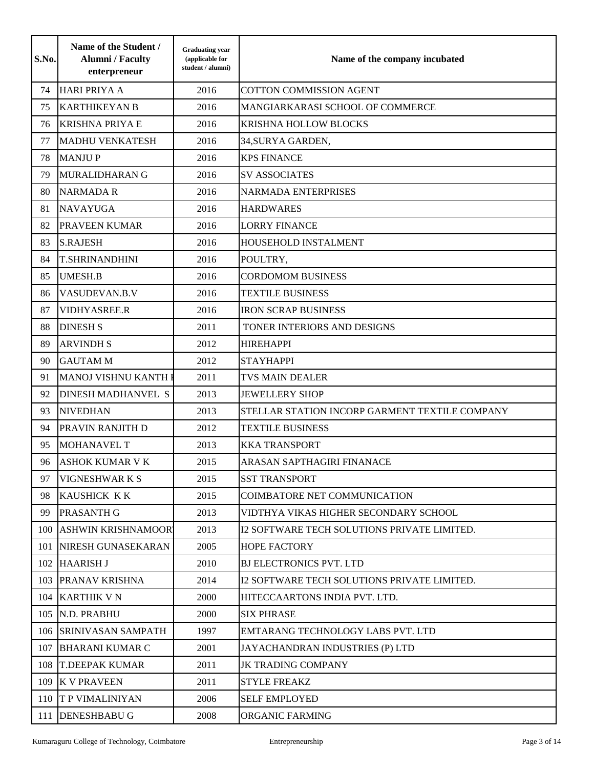| S.No. | Name of the Student / Alumni / Faculty enterpreneur | Graduating year (applicable for student / alumni) | Name of the company incubated |
|---|---|---|---|
| 74 | HARI PRIYA A | 2016 | COTTON COMMISSION AGENT |
| 75 | KARTHIKEYAN B | 2016 | MANGIARKARASI SCHOOL OF COMMERCE |
| 76 | KRISHNA PRIYA E | 2016 | KRISHNA HOLLOW BLOCKS |
| 77 | MADHU VENKATESH | 2016 | 34,SURYA GARDEN, |
| 78 | MANJU P | 2016 | KPS FINANCE |
| 79 | MURALIDHARAN G | 2016 | SV ASSOCIATES |
| 80 | NARMADA R | 2016 | NARMADA ENTERPRISES |
| 81 | NAVAYUGA | 2016 | HARDWARES |
| 82 | PRAVEEN KUMAR | 2016 | LORRY FINANCE |
| 83 | S.RAJESH | 2016 | HOUSEHOLD INSTALMENT |
| 84 | T.SHRINANDHINI | 2016 | POULTRY, |
| 85 | UMESH.B | 2016 | CORDOMOM BUSINESS |
| 86 | VASUDEVAN.B.V | 2016 | TEXTILE BUSINESS |
| 87 | VIDHYASREE.R | 2016 | IRON SCRAP BUSINESS |
| 88 | DINESH S | 2011 | TONER INTERIORS AND DESIGNS |
| 89 | ARVINDH S | 2012 | HIREHAPPI |
| 90 | GAUTAM M | 2012 | STAYHAPPI |
| 91 | MANOJ VISHNU KANTH I | 2011 | TVS MAIN DEALER |
| 92 | DINESH MADHANVEL S | 2013 | JEWELLERY SHOP |
| 93 | NIVEDHAN | 2013 | STELLAR STATION INCORP GARMENT TEXTILE COMPANY |
| 94 | PRAVIN RANJITH D | 2012 | TEXTILE BUSINESS |
| 95 | MOHANAVEL T | 2013 | KKA TRANSPORT |
| 96 | ASHOK KUMAR V K | 2015 | ARASAN SAPTHAGIRI FINANACE |
| 97 | VIGNESHWAR K S | 2015 | SST TRANSPORT |
| 98 | KAUSHICK K K | 2015 | COIMBATORE NET COMMUNICATION |
| 99 | PRASANTH G | 2013 | VIDTHYA VIKAS HIGHER SECONDARY SCHOOL |
| 100 | ASHWIN KRISHNAMOOR | 2013 | I2 SOFTWARE TECH SOLUTIONS PRIVATE LIMITED. |
| 101 | NIRESH GUNASEKARAN | 2005 | HOPE FACTORY |
| 102 | HAARISH J | 2010 | BJ ELECTRONICS PVT. LTD |
| 103 | PRANAV KRISHNA | 2014 | I2 SOFTWARE TECH SOLUTIONS PRIVATE LIMITED. |
| 104 | KARTHIK V N | 2000 | HITECCAARTONS INDIA PVT. LTD. |
| 105 | N.D. PRABHU | 2000 | SIX PHRASE |
| 106 | SRINIVASAN SAMPATH | 1997 | EMTARANG TECHNOLOGY LABS PVT. LTD |
| 107 | BHARANI KUMAR C | 2001 | JAYACHANDRAN INDUSTRIES (P) LTD |
| 108 | T.DEEPAK KUMAR | 2011 | JK TRADING COMPANY |
| 109 | K V PRAVEEN | 2011 | STYLE FREAKZ |
| 110 | T P VIMALINIYAN | 2006 | SELF EMPLOYED |
| 111 | DENESHBABU G | 2008 | ORGANIC FARMING |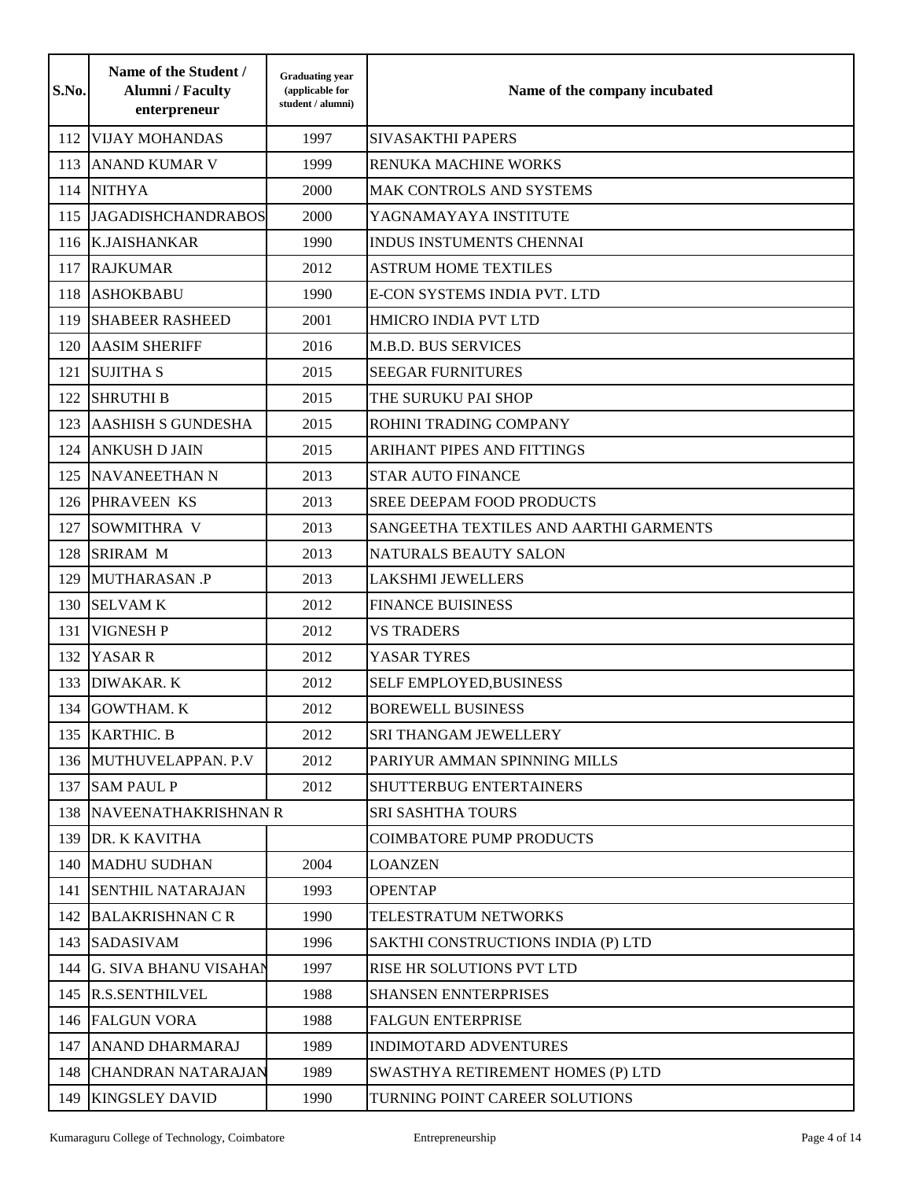| S.No. | Name of the Student / Alumni / Faculty enterpreneur | Graduating year (applicable for student / alumni) | Name of the company incubated |
|---|---|---|---|
| 112 | VIJAY MOHANDAS | 1997 | SIVASAKTHI PAPERS |
| 113 | ANAND KUMAR V | 1999 | RENUKA MACHINE WORKS |
| 114 | NITHYA | 2000 | MAK CONTROLS AND SYSTEMS |
| 115 | JAGADISHCHANDRABOS | 2000 | YAGNAMAYAYA INSTITUTE |
| 116 | K.JAISHANKAR | 1990 | INDUS INSTUMENTS CHENNAI |
| 117 | RAJKUMAR | 2012 | ASTRUM HOME TEXTILES |
| 118 | ASHOKBABU | 1990 | E-CON SYSTEMS INDIA PVT. LTD |
| 119 | SHABEER RASHEED | 2001 | HMICRO INDIA PVT LTD |
| 120 | AASIM SHERIFF | 2016 | M.B.D. BUS SERVICES |
| 121 | SUJITHA S | 2015 | SEEGAR FURNITURES |
| 122 | SHRUTHI B | 2015 | THE SURUKU PAI SHOP |
| 123 | AASHISH S GUNDESHA | 2015 | ROHINI TRADING COMPANY |
| 124 | ANKUSH D JAIN | 2015 | ARIHANT PIPES AND FITTINGS |
| 125 | NAVANEETHAN N | 2013 | STAR AUTO FINANCE |
| 126 | PHRAVEEN KS | 2013 | SREE DEEPAM FOOD PRODUCTS |
| 127 | SOWMITHRA V | 2013 | SANGEETHA TEXTILES AND AARTHI GARMENTS |
| 128 | SRIRAM M | 2013 | NATURALS BEAUTY SALON |
| 129 | MUTHARASAN .P | 2013 | LAKSHMI JEWELLERS |
| 130 | SELVAM K | 2012 | FINANCE BUISINESS |
| 131 | VIGNESH P | 2012 | VS TRADERS |
| 132 | YASAR R | 2012 | YASAR TYRES |
| 133 | DIWAKAR. K | 2012 | SELF EMPLOYED,BUSINESS |
| 134 | GOWTHAM. K | 2012 | BOREWELL BUSINESS |
| 135 | KARTHIC. B | 2012 | SRI THANGAM JEWELLERY |
| 136 | MUTHUVELAPPAN. P.V | 2012 | PARIYUR AMMAN SPINNING MILLS |
| 137 | SAM PAUL P | 2012 | SHUTTERBUG ENTERTAINERS |
| 138 | NAVEENATHAKRISHNAN R | | SRI SASHTHA TOURS |
| 139 | DR. K KAVITHA | | COIMBATORE PUMP PRODUCTS |
| 140 | MADHU SUDHAN | 2004 | LOANZEN |
| 141 | SENTHIL NATARAJAN | 1993 | OPENTAP |
| 142 | BALAKRISHNAN C R | 1990 | TELESTRATUM NETWORKS |
| 143 | SADASIVAM | 1996 | SAKTHI CONSTRUCTIONS INDIA (P) LTD |
| 144 | G. SIVA BHANU VISAHAN | 1997 | RISE HR SOLUTIONS PVT LTD |
| 145 | R.S.SENTHILVEL | 1988 | SHANSEN ENNTERPRISES |
| 146 | FALGUN VORA | 1988 | FALGUN ENTERPRISE |
| 147 | ANAND DHARMARAJ | 1989 | INDIMOTARD ADVENTURES |
| 148 | CHANDRAN NATARAJAN | 1989 | SWASTHYA RETIREMENT HOMES (P) LTD |
| 149 | KINGSLEY DAVID | 1990 | TURNING POINT CAREER SOLUTIONS |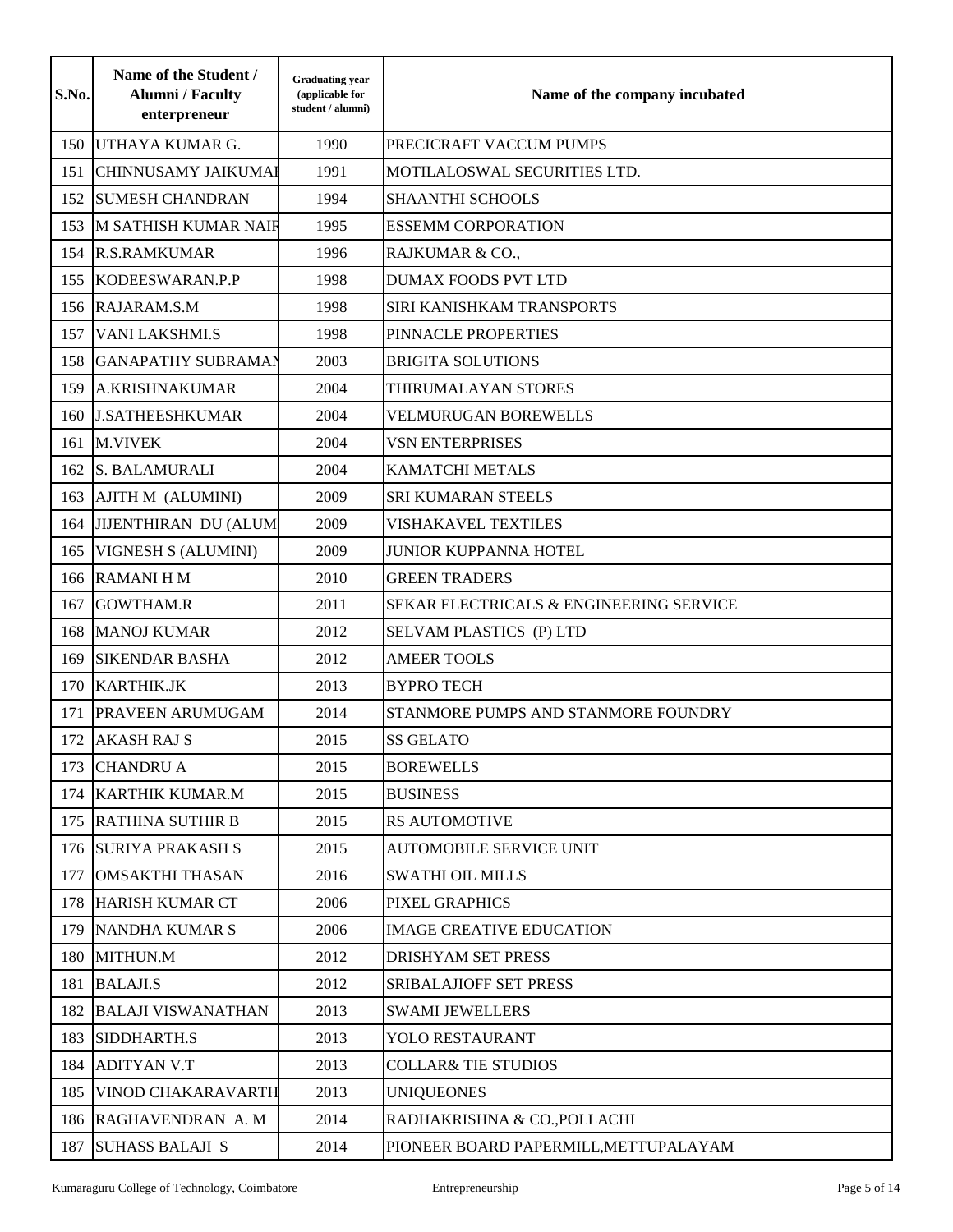| S.No. | Name of the Student / Alumni / Faculty enterpreneur | Graduating year (applicable for student / alumni) | Name of the company incubated |
|---|---|---|---|
| 150 | UTHAYA KUMAR G. | 1990 | PRECICRAFT VACCUM PUMPS |
| 151 | CHINNUSAMY JAIKUMAI | 1991 | MOTILALOSWAL SECURITIES LTD. |
| 152 | SUMESH CHANDRAN | 1994 | SHAANTHI SCHOOLS |
| 153 | M SATHISH KUMAR NAIF | 1995 | ESSEMM CORPORATION |
| 154 | R.S.RAMKUMAR | 1996 | RAJKUMAR & CO., |
| 155 | KODEESWARAN.P.P | 1998 | DUMAX FOODS PVT LTD |
| 156 | RAJARAM.S.M | 1998 | SIRI KANISHKAM TRANSPORTS |
| 157 | VANI LAKSHMI.S | 1998 | PINNACLE PROPERTIES |
| 158 | GANAPATHY SUBRAMAN | 2003 | BRIGITA SOLUTIONS |
| 159 | A.KRISHNAKUMAR | 2004 | THIRUMALAYAN STORES |
| 160 | J.SATHEESHKUMAR | 2004 | VELMURUGAN BOREWELLS |
| 161 | M.VIVEK | 2004 | VSN ENTERPRISES |
| 162 | S. BALAMURALI | 2004 | KAMATCHI METALS |
| 163 | AJITH M (ALUMINI) | 2009 | SRI KUMARAN STEELS |
| 164 | JIJENTHIRAN DU (ALUM | 2009 | VISHAKAVEL TEXTILES |
| 165 | VIGNESH S (ALUMINI) | 2009 | JUNIOR KUPPANNA HOTEL |
| 166 | RAMANI H M | 2010 | GREEN TRADERS |
| 167 | GOWTHAM.R | 2011 | SEKAR ELECTRICALS & ENGINEERING SERVICE |
| 168 | MANOJ KUMAR | 2012 | SELVAM PLASTICS (P) LTD |
| 169 | SIKENDAR BASHA | 2012 | AMEER TOOLS |
| 170 | KARTHIK.JK | 2013 | BYPRO TECH |
| 171 | PRAVEEN ARUMUGAM | 2014 | STANMORE PUMPS AND STANMORE FOUNDRY |
| 172 | AKASH RAJ S | 2015 | SS GELATO |
| 173 | CHANDRU A | 2015 | BOREWELLS |
| 174 | KARTHIK KUMAR.M | 2015 | BUSINESS |
| 175 | RATHINA SUTHIR B | 2015 | RS AUTOMOTIVE |
| 176 | SURIYA PRAKASH S | 2015 | AUTOMOBILE SERVICE UNIT |
| 177 | OMSAKTHI THASAN | 2016 | SWATHI OIL MILLS |
| 178 | HARISH KUMAR CT | 2006 | PIXEL GRAPHICS |
| 179 | NANDHA KUMAR S | 2006 | IMAGE CREATIVE EDUCATION |
| 180 | MITHUN.M | 2012 | DRISHYAM SET PRESS |
| 181 | BALAJI.S | 2012 | SRIBALAJIOFF SET PRESS |
| 182 | BALAJI VISWANATHAN | 2013 | SWAMI JEWELLERS |
| 183 | SIDDHARTH.S | 2013 | YOLO RESTAURANT |
| 184 | ADITYAN V.T | 2013 | COLLAR& TIE STUDIOS |
| 185 | VINOD CHAKARAVARTH | 2013 | UNIQUEONES |
| 186 | RAGHAVENDRAN A. M | 2014 | RADHAKRISHNA & CO.,POLLACHI |
| 187 | SUHASS BALAJI S | 2014 | PIONEER BOARD PAPERMILL,METTUPALAYAM |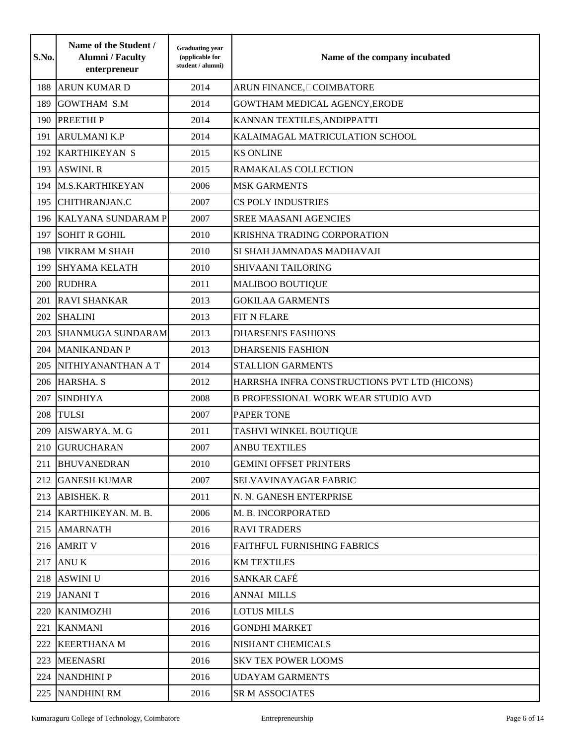| S.No. | Name of the Student / Alumni / Faculty enterpreneur | Graduating year (applicable for student / alumni) | Name of the company incubated |
|---|---|---|---|
| 188 | ARUN KUMAR D | 2014 | ARUN FINANCE, COIMBATORE |
| 189 | GOWTHAM S.M | 2014 | GOWTHAM MEDICAL AGENCY,ERODE |
| 190 | PREETHI P | 2014 | KANNAN TEXTILES,ANDIPPATTI |
| 191 | ARULMANI K.P | 2014 | KALAIMAGAL MATRICULATION SCHOOL |
| 192 | KARTHIKEYAN S | 2015 | KS ONLINE |
| 193 | ASWINI. R | 2015 | RAMAKALAS COLLECTION |
| 194 | M.S.KARTHIKEYAN | 2006 | MSK GARMENTS |
| 195 | CHITHRANJAN.C | 2007 | CS POLY INDUSTRIES |
| 196 | KALYANA SUNDARAM P. | 2007 | SREE MAASANI AGENCIES |
| 197 | SOHIT R GOHIL | 2010 | KRISHNA TRADING CORPORATION |
| 198 | VIKRAM M SHAH | 2010 | SI SHAH JAMNADAS MADHAVAJI |
| 199 | SHYAMA KELATH | 2010 | SHIVAANI TAILORING |
| 200 | RUDHRA | 2011 | MALIBOO BOUTIQUE |
| 201 | RAVI SHANKAR | 2013 | GOKILAA GARMENTS |
| 202 | SHALINI | 2013 | FIT N FLARE |
| 203 | SHANMUGA SUNDARAM | 2013 | DHARSENI'S FASHIONS |
| 204 | MANIKANDAN P | 2013 | DHARSENIS FASHION |
| 205 | NITHIYANANTHAN A T | 2014 | STALLION GARMENTS |
| 206 | HARSHA. S | 2012 | HARRSHA INFRA CONSTRUCTIONS PVT LTD (HICONS) |
| 207 | SINDHIYA | 2008 | B PROFESSIONAL WORK WEAR STUDIO AVD |
| 208 | TULSI | 2007 | PAPER TONE |
| 209 | AISWARYA. M. G | 2011 | TASHVI WINKEL BOUTIQUE |
| 210 | GURUCHARAN | 2007 | ANBU TEXTILES |
| 211 | BHUVANEDRAN | 2010 | GEMINI OFFSET PRINTERS |
| 212 | GANESH KUMAR | 2007 | SELVAVINAYAGAR FABRIC |
| 213 | ABISHEK. R | 2011 | N. N. GANESH ENTERPRISE |
| 214 | KARTHIKEYAN. M. B. | 2006 | M. B. INCORPORATED |
| 215 | AMARNATH | 2016 | RAVI TRADERS |
| 216 | AMRIT V | 2016 | FAITHFUL FURNISHING FABRICS |
| 217 | ANU K | 2016 | KM TEXTILES |
| 218 | ASWINI U | 2016 | SANKAR CAFÉ |
| 219 | JANANI T | 2016 | ANNAI MILLS |
| 220 | KANIMOZHI | 2016 | LOTUS MILLS |
| 221 | KANMANI | 2016 | GONDHI MARKET |
| 222 | KEERTHANA M | 2016 | NISHANT CHEMICALS |
| 223 | MEENASRI | 2016 | SKV TEX POWER LOOMS |
| 224 | NANDHINI P | 2016 | UDAYAM GARMENTS |
| 225 | NANDHINI RM | 2016 | SR M ASSOCIATES |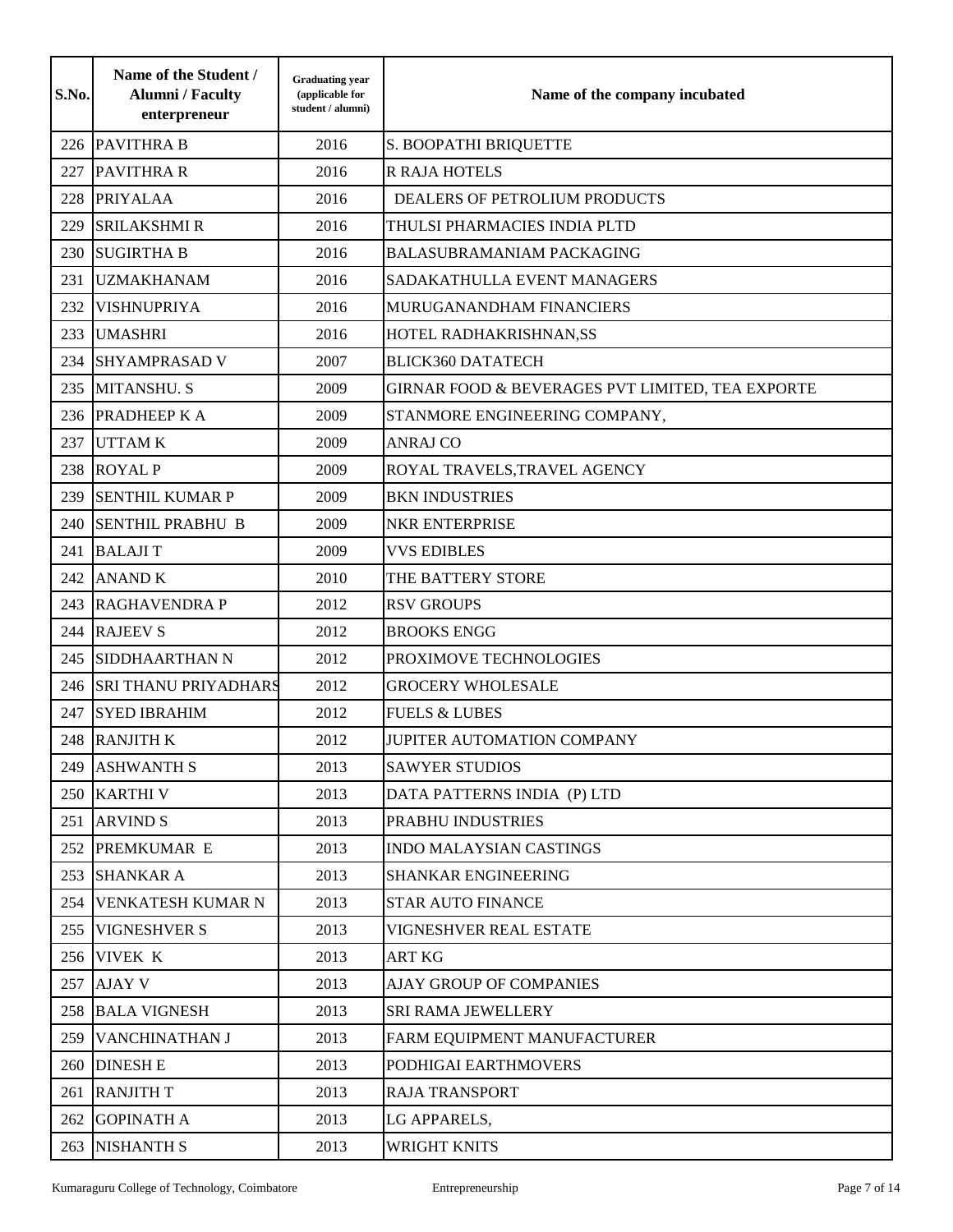| S.No. | Name of the Student / Alumni / Faculty enterpreneur | Graduating year (applicable for student / alumni) | Name of the company incubated |
|---|---|---|---|
| 226 | PAVITHRA B | 2016 | S. BOOPATHI BRIQUETTE |
| 227 | PAVITHRA R | 2016 | R RAJA HOTELS |
| 228 | PRIYALAA | 2016 | DEALERS OF PETROLIUM PRODUCTS |
| 229 | SRILAKSHMI R | 2016 | THULSI PHARMACIES INDIA PLTD |
| 230 | SUGIRTHA B | 2016 | BALASUBRAMANIAM PACKAGING |
| 231 | UZMAKHANAM | 2016 | SADAKATHULLA EVENT MANAGERS |
| 232 | VISHNUPRIYA | 2016 | MURUGANANDHAM FINANCIERS |
| 233 | UMASHRI | 2016 | HOTEL RADHAKRISHNAN,SS |
| 234 | SHYAMPRASAD V | 2007 | BLICK360 DATATECH |
| 235 | MITANSHU. S | 2009 | GIRNAR FOOD & BEVERAGES PVT LIMITED, TEA EXPORTE |
| 236 | PRADHEEP K A | 2009 | STANMORE ENGINEERING COMPANY, |
| 237 | UTTAM K | 2009 | ANRAJ CO |
| 238 | ROYAL P | 2009 | ROYAL TRAVELS,TRAVEL AGENCY |
| 239 | SENTHIL KUMAR P | 2009 | BKN INDUSTRIES |
| 240 | SENTHIL PRABHU B | 2009 | NKR ENTERPRISE |
| 241 | BALAJI T | 2009 | VVS EDIBLES |
| 242 | ANAND K | 2010 | THE BATTERY STORE |
| 243 | RAGHAVENDRA P | 2012 | RSV GROUPS |
| 244 | RAJEEV S | 2012 | BROOKS ENGG |
| 245 | SIDDHAARTHAN N | 2012 | PROXIMOVE TECHNOLOGIES |
| 246 | SRI THANU PRIYADHARS | 2012 | GROCERY WHOLESALE |
| 247 | SYED IBRAHIM | 2012 | FUELS & LUBES |
| 248 | RANJITH K | 2012 | JUPITER AUTOMATION COMPANY |
| 249 | ASHWANTH S | 2013 | SAWYER STUDIOS |
| 250 | KARTHI V | 2013 | DATA PATTERNS INDIA (P) LTD |
| 251 | ARVIND S | 2013 | PRABHU INDUSTRIES |
| 252 | PREMKUMAR E | 2013 | INDO MALAYSIAN CASTINGS |
| 253 | SHANKAR A | 2013 | SHANKAR ENGINEERING |
| 254 | VENKATESH KUMAR N | 2013 | STAR AUTO FINANCE |
| 255 | VIGNESHVER S | 2013 | VIGNESHVER REAL ESTATE |
| 256 | VIVEK K | 2013 | ART KG |
| 257 | AJAY V | 2013 | AJAY GROUP OF COMPANIES |
| 258 | BALA VIGNESH | 2013 | SRI RAMA JEWELLERY |
| 259 | VANCHINATHAN J | 2013 | FARM EQUIPMENT MANUFACTURER |
| 260 | DINESH E | 2013 | PODHIGAI EARTHMOVERS |
| 261 | RANJITH T | 2013 | RAJA TRANSPORT |
| 262 | GOPINATH A | 2013 | LG APPARELS, |
| 263 | NISHANTH S | 2013 | WRIGHT KNITS |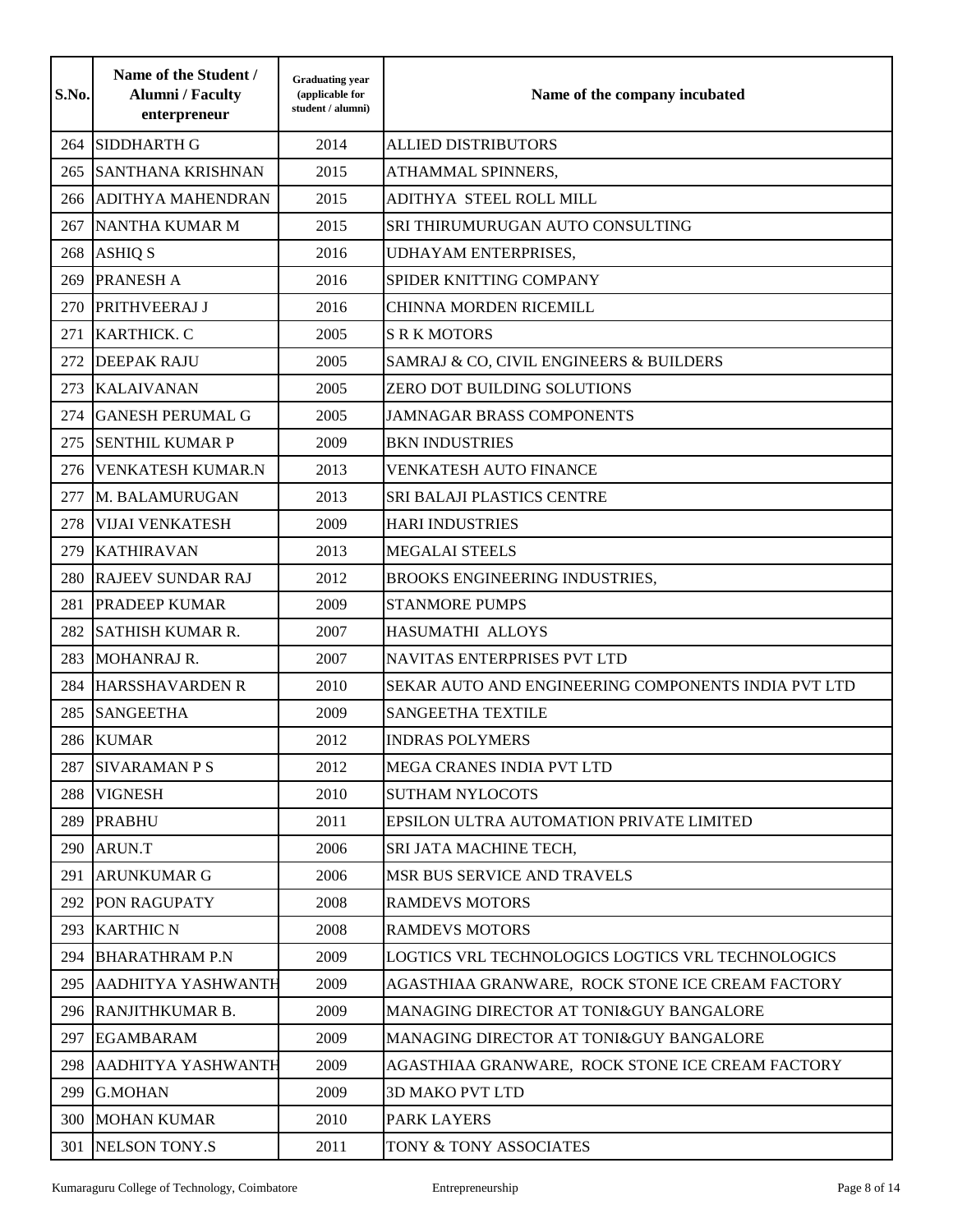| S.No. | Name of the Student / Alumni / Faculty enterpreneur | Graduating year (applicable for student / alumni) | Name of the company incubated |
|---|---|---|---|
| 264 | SIDDHARTH G | 2014 | ALLIED DISTRIBUTORS |
| 265 | SANTHANA KRISHNAN | 2015 | ATHAMMAL SPINNERS, |
| 266 | ADITHYA MAHENDRAN | 2015 | ADITHYA STEEL ROLL MILL |
| 267 | NANTHA KUMAR M | 2015 | SRI THIRUMURUGAN AUTO CONSULTING |
| 268 | ASHIQ S | 2016 | UDHAYAM ENTERPRISES, |
| 269 | PRANESH A | 2016 | SPIDER KNITTING COMPANY |
| 270 | PRITHVEERAJ J | 2016 | CHINNA MORDEN RICEMILL |
| 271 | KARTHICK. C | 2005 | S R K MOTORS |
| 272 | DEEPAK RAJU | 2005 | SAMRAJ & CO, CIVIL ENGINEERS & BUILDERS |
| 273 | KALAIVANAN | 2005 | ZERO DOT BUILDING SOLUTIONS |
| 274 | GANESH PERUMAL G | 2005 | JAMNAGAR BRASS COMPONENTS |
| 275 | SENTHIL KUMAR P | 2009 | BKN INDUSTRIES |
| 276 | VENKATESH KUMAR.N | 2013 | VENKATESH AUTO FINANCE |
| 277 | M. BALAMURUGAN | 2013 | SRI BALAJI PLASTICS CENTRE |
| 278 | VIJAI VENKATESH | 2009 | HARI INDUSTRIES |
| 279 | KATHIRAVAN | 2013 | MEGALAI STEELS |
| 280 | RAJEEV SUNDAR RAJ | 2012 | BROOKS ENGINEERING INDUSTRIES, |
| 281 | PRADEEP KUMAR | 2009 | STANMORE PUMPS |
| 282 | SATHISH KUMAR R. | 2007 | HASUMATHI ALLOYS |
| 283 | MOHANRAJ R. | 2007 | NAVITAS ENTERPRISES PVT LTD |
| 284 | HARSSHAVARDEN R | 2010 | SEKAR AUTO AND ENGINEERING COMPONENTS INDIA PVT LTD |
| 285 | SANGEETHA | 2009 | SANGEETHA TEXTILE |
| 286 | KUMAR | 2012 | INDRAS POLYMERS |
| 287 | SIVARAMAN P S | 2012 | MEGA CRANES INDIA PVT LTD |
| 288 | VIGNESH | 2010 | SUTHAM NYLOCOTS |
| 289 | PRABHU | 2011 | EPSILON ULTRA AUTOMATION PRIVATE LIMITED |
| 290 | ARUN.T | 2006 | SRI JATA MACHINE TECH, |
| 291 | ARUNKUMAR G | 2006 | MSR BUS SERVICE AND TRAVELS |
| 292 | PON RAGUPATY | 2008 | RAMDEVS MOTORS |
| 293 | KARTHIC N | 2008 | RAMDEVS MOTORS |
| 294 | BHARATHRAM P.N | 2009 | LOGTICS VRL TECHNOLOGICS LOGTICS VRL TECHNOLOGICS |
| 295 | AADHITYA YASHWANTH | 2009 | AGASTHIAA GRANWARE, ROCK STONE ICE CREAM FACTORY |
| 296 | RANJITHKUMAR B. | 2009 | MANAGING DIRECTOR AT TONI&GUY BANGALORE |
| 297 | EGAMBARAM | 2009 | MANAGING DIRECTOR AT TONI&GUY BANGALORE |
| 298 | AADHITYA YASHWANTH | 2009 | AGASTHIAA GRANWARE, ROCK STONE ICE CREAM FACTORY |
| 299 | G.MOHAN | 2009 | 3D MAKO PVT LTD |
| 300 | MOHAN KUMAR | 2010 | PARK LAYERS |
| 301 | NELSON TONY.S | 2011 | TONY & TONY ASSOCIATES |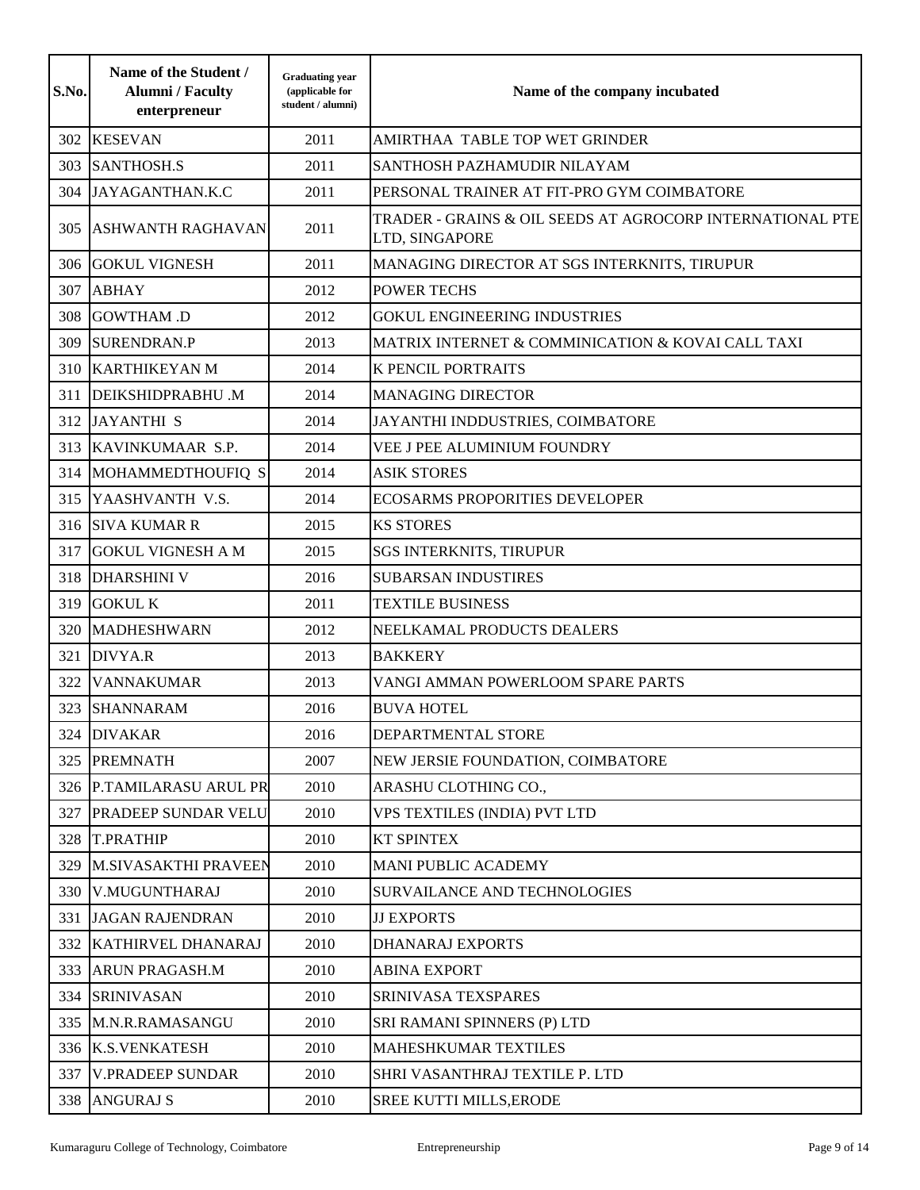| S.No. | Name of the Student / Alumni / Faculty enterpreneur | Graduating year (applicable for student / alumni) | Name of the company incubated |
|---|---|---|---|
| 302 | KESEVAN | 2011 | AMIRTHAA TABLE TOP WET GRINDER |
| 303 | SANTHOSH.S | 2011 | SANTHOSH PAZHAMUDIR NILAYAM |
| 304 | JAYAGANTHAN.K.C | 2011 | PERSONAL TRAINER AT FIT-PRO GYM COIMBATORE |
| 305 | ASHWANTH RAGHAVAN | 2011 | TRADER - GRAINS & OIL SEEDS AT AGROCORP INTERNATIONAL PTE LTD, SINGAPORE |
| 306 | GOKUL VIGNESH | 2011 | MANAGING DIRECTOR AT SGS INTERKNITS, TIRUPUR |
| 307 | ABHAY | 2012 | POWER TECHS |
| 308 | GOWTHAM .D | 2012 | GOKUL ENGINEERING INDUSTRIES |
| 309 | SURENDRAN.P | 2013 | MATRIX INTERNET & COMMINICATION & KOVAI CALL TAXI |
| 310 | KARTHIKEYAN M | 2014 | K PENCIL PORTRAITS |
| 311 | DEIKSHIDPRABHU .M | 2014 | MANAGING DIRECTOR |
| 312 | JAYANTHI S | 2014 | JAYANTHI INDDUSTRIES, COIMBATORE |
| 313 | KAVINKUMAAR S.P. | 2014 | VEE J PEE ALUMINIUM FOUNDRY |
| 314 | MOHAMMEDTHOUFIQ S | 2014 | ASIK STORES |
| 315 | YAASHVANTH V.S. | 2014 | ECOSARMS PROPORITIES DEVELOPER |
| 316 | SIVA KUMAR R | 2015 | KS STORES |
| 317 | GOKUL VIGNESH A M | 2015 | SGS INTERKNITS, TIRUPUR |
| 318 | DHARSHINI V | 2016 | SUBARSAN INDUSTIRES |
| 319 | GOKUL K | 2011 | TEXTILE BUSINESS |
| 320 | MADHESHWARN | 2012 | NEELKAMAL PRODUCTS DEALERS |
| 321 | DIVYA.R | 2013 | BAKKERY |
| 322 | VANNAKUMAR | 2013 | VANGI AMMAN POWERLOOM SPARE PARTS |
| 323 | SHANNARAM | 2016 | BUVA HOTEL |
| 324 | DIVAKAR | 2016 | DEPARTMENTAL STORE |
| 325 | PREMNATH | 2007 | NEW JERSIE FOUNDATION, COIMBATORE |
| 326 | P.TAMILARASU ARUL PR | 2010 | ARASHU CLOTHING CO., |
| 327 | PRADEEP SUNDAR VELU | 2010 | VPS TEXTILES (INDIA) PVT LTD |
| 328 | T.PRATHIP | 2010 | KT SPINTEX |
| 329 | M.SIVASAKTHI PRAVEEN | 2010 | MANI PUBLIC ACADEMY |
| 330 | V.MUGUNTHARAJ | 2010 | SURVAILANCE AND TECHNOLOGIES |
| 331 | JAGAN RAJENDRAN | 2010 | JJ EXPORTS |
| 332 | KATHIRVEL DHANARAJ | 2010 | DHANARAJ EXPORTS |
| 333 | ARUN PRAGASH.M | 2010 | ABINA EXPORT |
| 334 | SRINIVASAN | 2010 | SRINIVASA TEXSPARES |
| 335 | M.N.R.RAMASANGU | 2010 | SRI RAMANI SPINNERS (P) LTD |
| 336 | K.S.VENKATESH | 2010 | MAHESHKUMAR TEXTILES |
| 337 | V.PRADEEP SUNDAR | 2010 | SHRI VASANTHRAJ TEXTILE P. LTD |
| 338 | ANGURAJ S | 2010 | SREE KUTTI MILLS,ERODE |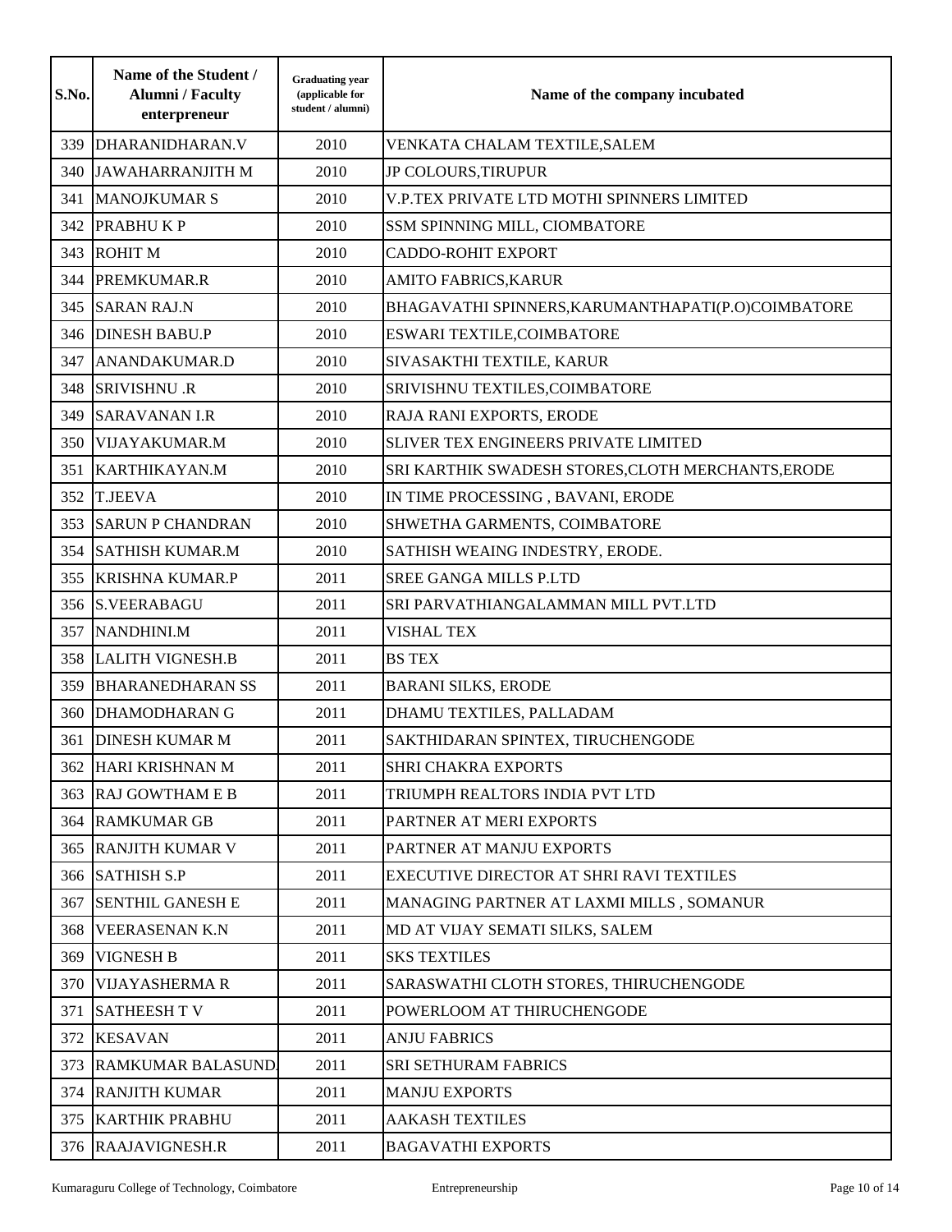| S.No. | Name of the Student / Alumni / Faculty enterpreneur | Graduating year (applicable for student / alumni) | Name of the company incubated |
|---|---|---|---|
| 339 | DHARANIDHARAN.V | 2010 | VENKATA CHALAM TEXTILE,SALEM |
| 340 | JAWAHARRANJITH M | 2010 | JP COLOURS,TIRUPUR |
| 341 | MANOJKUMAR S | 2010 | V.P.TEX PRIVATE LTD MOTHI SPINNERS LIMITED |
| 342 | PRABHU K P | 2010 | SSM SPINNING MILL, CIOMBATORE |
| 343 | ROHIT M | 2010 | CADDO-ROHIT EXPORT |
| 344 | PREMKUMAR.R | 2010 | AMITO FABRICS,KARUR |
| 345 | SARAN RAJ.N | 2010 | BHAGAVATHI SPINNERS,KARUMANTHAPATI(P.O)COIMBATORE |
| 346 | DINESH BABU.P | 2010 | ESWARI TEXTILE,COIMBATORE |
| 347 | ANANDAKUMAR.D | 2010 | SIVASAKTHI TEXTILE, KARUR |
| 348 | SRIVISHNU .R | 2010 | SRIVISHNU TEXTILES,COIMBATORE |
| 349 | SARAVANAN I.R | 2010 | RAJA RANI EXPORTS, ERODE |
| 350 | VIJAYAKUMAR.M | 2010 | SLIVER TEX ENGINEERS PRIVATE LIMITED |
| 351 | KARTHIKAYAN.M | 2010 | SRI KARTHIK SWADESH STORES,CLOTH MERCHANTS,ERODE |
| 352 | T.JEEVA | 2010 | IN TIME PROCESSING , BAVANI, ERODE |
| 353 | SARUN P CHANDRAN | 2010 | SHWETHA GARMENTS, COIMBATORE |
| 354 | SATHISH KUMAR.M | 2010 | SATHISH WEAING INDESTRY, ERODE. |
| 355 | KRISHNA KUMAR.P | 2011 | SREE GANGA MILLS P.LTD |
| 356 | S.VEERABAGU | 2011 | SRI PARVATHIANGALAMMAN MILL PVT.LTD |
| 357 | NANDHINI.M | 2011 | VISHAL TEX |
| 358 | LALITH VIGNESH.B | 2011 | BS TEX |
| 359 | BHARANEDHARAN SS | 2011 | BARANI SILKS, ERODE |
| 360 | DHAMODHARAN G | 2011 | DHAMU TEXTILES, PALLADAM |
| 361 | DINESH KUMAR M | 2011 | SAKTHIDARAN SPINTEX, TIRUCHENGODE |
| 362 | HARI KRISHNAN M | 2011 | SHRI CHAKRA EXPORTS |
| 363 | RAJ GOWTHAM E B | 2011 | TRIUMPH REALTORS INDIA PVT LTD |
| 364 | RAMKUMAR GB | 2011 | PARTNER AT MERI EXPORTS |
| 365 | RANJITH KUMAR V | 2011 | PARTNER AT MANJU EXPORTS |
| 366 | SATHISH S.P | 2011 | EXECUTIVE DIRECTOR AT SHRI RAVI TEXTILES |
| 367 | SENTHIL GANESH E | 2011 | MANAGING PARTNER AT LAXMI MILLS , SOMANUR |
| 368 | VEERASENAN K.N | 2011 | MD AT VIJAY SEMATI SILKS, SALEM |
| 369 | VIGNESH B | 2011 | SKS TEXTILES |
| 370 | VIJAYASHERMA R | 2011 | SARASWATHI CLOTH STORES, THIRUCHENGODE |
| 371 | SATHEESH T V | 2011 | POWERLOOM AT THIRUCHENGODE |
| 372 | KESAVAN | 2011 | ANJU FABRICS |
| 373 | RAMKUMAR BALASUND. | 2011 | SRI SETHURAM FABRICS |
| 374 | RANJITH KUMAR | 2011 | MANJU EXPORTS |
| 375 | KARTHIK PRABHU | 2011 | AAKASH TEXTILES |
| 376 | RAAJAVIGNESH.R | 2011 | BAGAVATHI EXPORTS |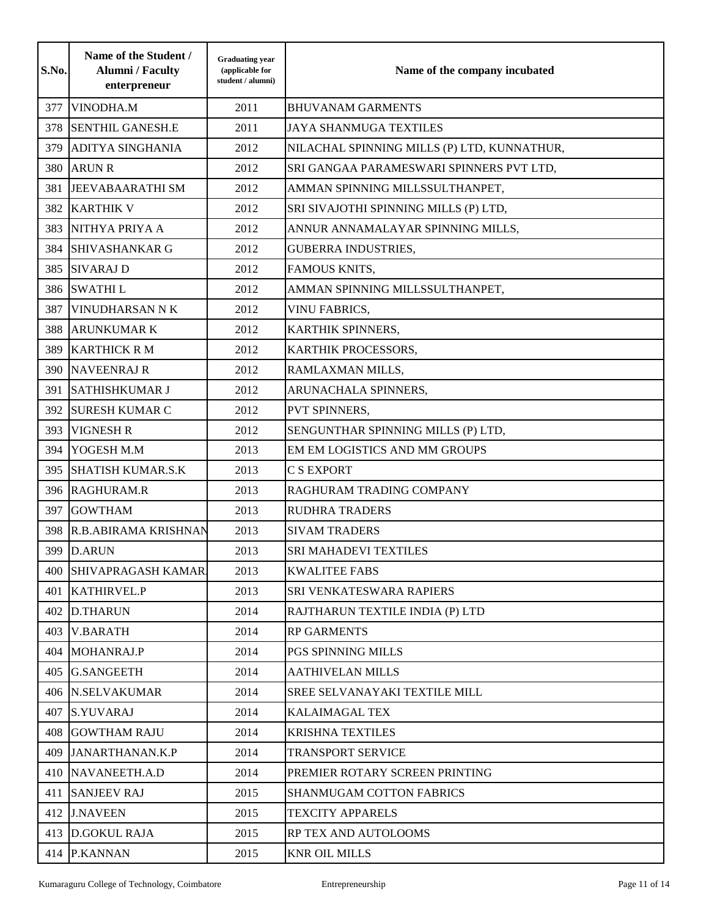| S.No. | Name of the Student / Alumni / Faculty enterpreneur | Graduating year (applicable for student / alumni) | Name of the company incubated |
|---|---|---|---|
| 377 | VINODHA.M | 2011 | BHUVANAM GARMENTS |
| 378 | SENTHIL GANESH.E | 2011 | JAYA SHANMUGA TEXTILES |
| 379 | ADITYA SINGHANIA | 2012 | NILACHAL SPINNING MILLS (P) LTD, KUNNATHUR, |
| 380 | ARUN R | 2012 | SRI GANGAA PARAMESWARI SPINNERS PVT LTD, |
| 381 | JEEVABAARATHI SM | 2012 | AMMAN SPINNING MILLSSULTHANPET, |
| 382 | KARTHIK V | 2012 | SRI SIVAJOTHI SPINNING MILLS (P) LTD, |
| 383 | NITHYA PRIYA A | 2012 | ANNUR ANNAMALAYAR SPINNING MILLS, |
| 384 | SHIVASHANKAR G | 2012 | GUBERRA INDUSTRIES, |
| 385 | SIVARAJ D | 2012 | FAMOUS KNITS, |
| 386 | SWATHI L | 2012 | AMMAN SPINNING MILLSSULTHANPET, |
| 387 | VINUDHARSAN N K | 2012 | VINU FABRICS, |
| 388 | ARUNKUMAR K | 2012 | KARTHIK SPINNERS, |
| 389 | KARTHICK R M | 2012 | KARTHIK PROCESSORS, |
| 390 | NAVEENRAJ R | 2012 | RAMLAXMAN MILLS, |
| 391 | SATHISHKUMAR J | 2012 | ARUNACHALA SPINNERS, |
| 392 | SURESH KUMAR C | 2012 | PVT SPINNERS, |
| 393 | VIGNESH R | 2012 | SENGUNTHAR SPINNING MILLS (P) LTD, |
| 394 | YOGESH M.M | 2013 | EM EM LOGISTICS AND MM GROUPS |
| 395 | SHATISH KUMAR.S.K | 2013 | C S EXPORT |
| 396 | RAGHURAM.R | 2013 | RAGHURAM TRADING COMPANY |
| 397 | GOWTHAM | 2013 | RUDHRA TRADERS |
| 398 | R.B.ABIRAMA KRISHNAN | 2013 | SIVAM TRADERS |
| 399 | D.ARUN | 2013 | SRI MAHADEVI TEXTILES |
| 400 | SHIVAPRAGASH KAMAR | 2013 | KWALITEE FABS |
| 401 | KATHIRVEL.P | 2013 | SRI VENKATESWARA RAPIERS |
| 402 | D.THARUN | 2014 | RAJTHARUN TEXTILE INDIA (P) LTD |
| 403 | V.BARATH | 2014 | RP GARMENTS |
| 404 | MOHANRAJ.P | 2014 | PGS SPINNING MILLS |
| 405 | G.SANGEETH | 2014 | AATHIVELAN MILLS |
| 406 | N.SELVAKUMAR | 2014 | SREE SELVANAYAKI TEXTILE MILL |
| 407 | S.YUVARAJ | 2014 | KALAIMAGAL TEX |
| 408 | GOWTHAM RAJU | 2014 | KRISHNA TEXTILES |
| 409 | JANARTHANAN.K.P | 2014 | TRANSPORT SERVICE |
| 410 | NAVANEETH.A.D | 2014 | PREMIER ROTARY SCREEN PRINTING |
| 411 | SANJEEV RAJ | 2015 | SHANMUGAM COTTON FABRICS |
| 412 | J.NAVEEN | 2015 | TEXCITY APPARELS |
| 413 | D.GOKUL RAJA | 2015 | RP TEX AND AUTOLOOMS |
| 414 | P.KANNAN | 2015 | KNR OIL MILLS |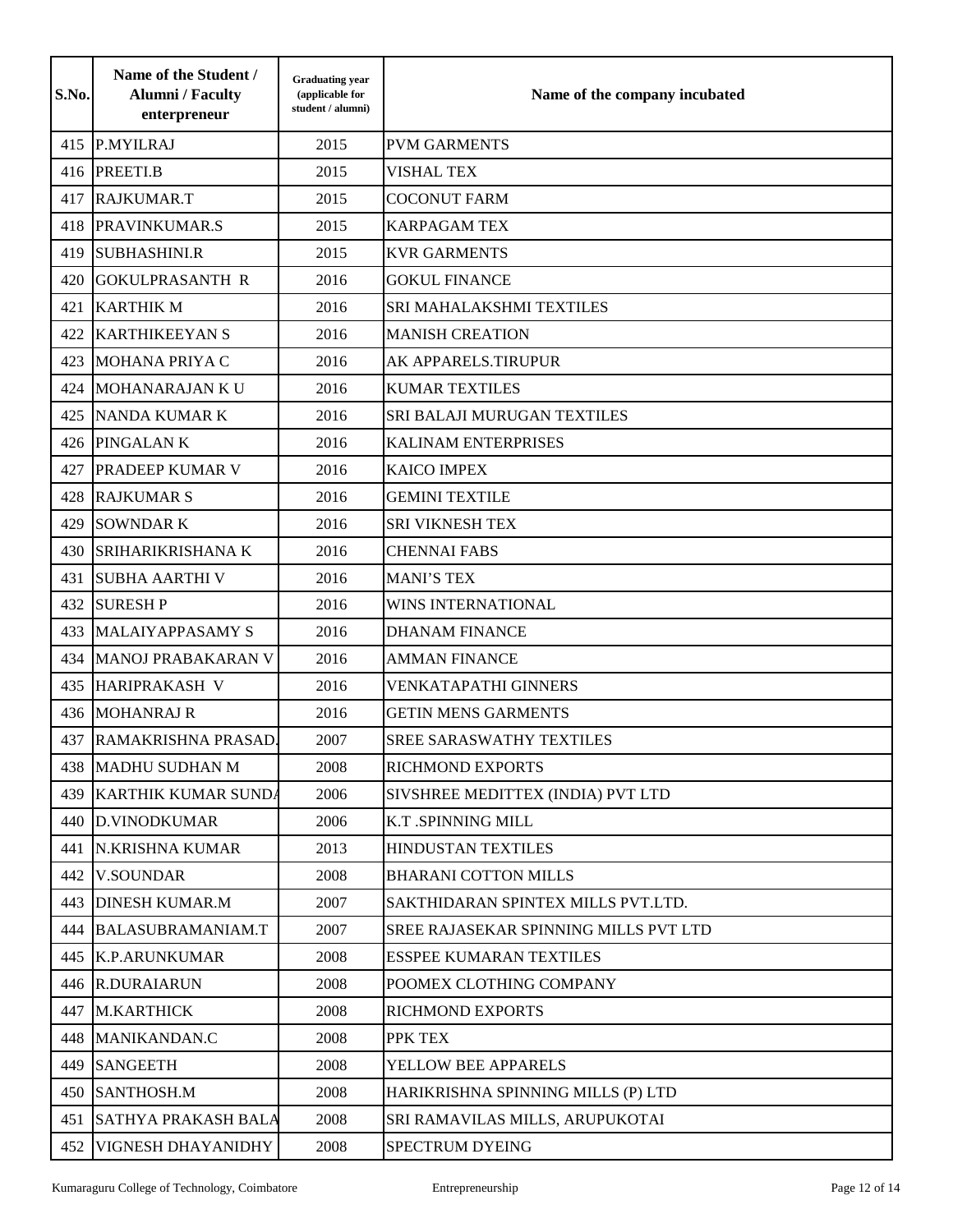| S.No. | Name of the Student / Alumni / Faculty enterpreneur | Graduating year (applicable for student / alumni) | Name of the company incubated |
|---|---|---|---|
| 415 | P.MYILRAJ | 2015 | PVM GARMENTS |
| 416 | PREETI.B | 2015 | VISHAL TEX |
| 417 | RAJKUMAR.T | 2015 | COCONUT FARM |
| 418 | PRAVINKUMAR.S | 2015 | KARPAGAM TEX |
| 419 | SUBHASHINI.R | 2015 | KVR GARMENTS |
| 420 | GOKULPRASANTH R | 2016 | GOKUL FINANCE |
| 421 | KARTHIK M | 2016 | SRI MAHALAKSHMI TEXTILES |
| 422 | KARTHIKEEYAN S | 2016 | MANISH CREATION |
| 423 | MOHANA PRIYA C | 2016 | AK APPARELS.TIRUPUR |
| 424 | MOHANARAJAN K U | 2016 | KUMAR TEXTILES |
| 425 | NANDA KUMAR K | 2016 | SRI BALAJI MURUGAN TEXTILES |
| 426 | PINGALAN K | 2016 | KALINAM ENTERPRISES |
| 427 | PRADEEP KUMAR V | 2016 | KAICO IMPEX |
| 428 | RAJKUMAR S | 2016 | GEMINI TEXTILE |
| 429 | SOWNDAR K | 2016 | SRI VIKNESH TEX |
| 430 | SRIHARIKRISHANA K | 2016 | CHENNAI FABS |
| 431 | SUBHA AARTHI V | 2016 | MANI'S TEX |
| 432 | SURESH P | 2016 | WINS INTERNATIONAL |
| 433 | MALAIYAPPASAMY S | 2016 | DHANAM FINANCE |
| 434 | MANOJ PRABAKARAN V | 2016 | AMMAN FINANCE |
| 435 | HARIPRAKASH V | 2016 | VENKATAPATHI GINNERS |
| 436 | MOHANRAJ R | 2016 | GETIN MENS GARMENTS |
| 437 | RAMAKRISHNA PRASAD. | 2007 | SREE SARASWATHY TEXTILES |
| 438 | MADHU SUDHAN M | 2008 | RICHMOND EXPORTS |
| 439 | KARTHIK KUMAR SUNDA | 2006 | SIVSHREE MEDITTEX (INDIA) PVT LTD |
| 440 | D.VINODKUMAR | 2006 | K.T .SPINNING MILL |
| 441 | N.KRISHNA KUMAR | 2013 | HINDUSTAN TEXTILES |
| 442 | V.SOUNDAR | 2008 | BHARANI COTTON MILLS |
| 443 | DINESH KUMAR.M | 2007 | SAKTHIDARAN SPINTEX MILLS PVT.LTD. |
| 444 | BALASUBRAMANIAM.T | 2007 | SREE RAJASEKAR SPINNING MILLS PVT LTD |
| 445 | K.P.ARUNKUMAR | 2008 | ESSPEE KUMARAN TEXTILES |
| 446 | R.DURAIARUN | 2008 | POOMEX CLOTHING COMPANY |
| 447 | M.KARTHICK | 2008 | RICHMOND EXPORTS |
| 448 | MANIKANDAN.C | 2008 | PPK TEX |
| 449 | SANGEETH | 2008 | YELLOW BEE APPARELS |
| 450 | SANTHOSH.M | 2008 | HARIKRISHNA SPINNING MILLS (P) LTD |
| 451 | SATHYA PRAKASH BALA | 2008 | SRI RAMAVILAS MILLS, ARUPUKOTAI |
| 452 | VIGNESH DHAYANIDHY | 2008 | SPECTRUM DYEING |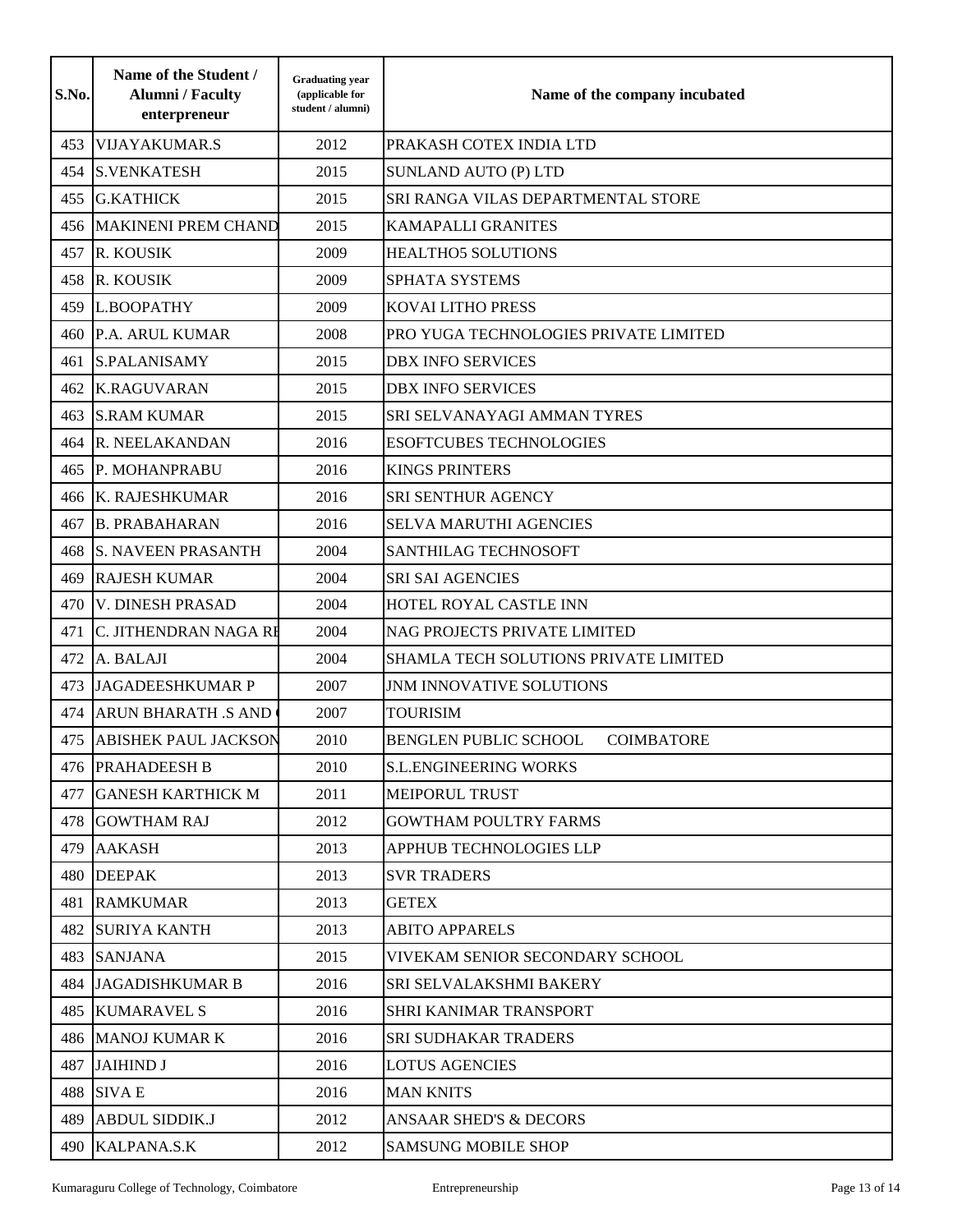| S.No. | Name of the Student / Alumni / Faculty enterpreneur | Graduating year (applicable for student / alumni) | Name of the company incubated |
|---|---|---|---|
| 453 | VIJAYAKUMAR.S | 2012 | PRAKASH COTEX INDIA LTD |
| 454 | S.VENKATESH | 2015 | SUNLAND AUTO (P) LTD |
| 455 | G.KATHICK | 2015 | SRI RANGA VILAS DEPARTMENTAL STORE |
| 456 | MAKINENI PREM CHAND | 2015 | KAMAPALLI GRANITES |
| 457 | R. KOUSIK | 2009 | HEALTHO5 SOLUTIONS |
| 458 | R. KOUSIK | 2009 | SPHATA SYSTEMS |
| 459 | L.BOOPATHY | 2009 | KOVAI LITHO PRESS |
| 460 | P.A. ARUL KUMAR | 2008 | PRO YUGA TECHNOLOGIES PRIVATE LIMITED |
| 461 | S.PALANISAMY | 2015 | DBX INFO SERVICES |
| 462 | K.RAGUVARAN | 2015 | DBX INFO SERVICES |
| 463 | S.RAM KUMAR | 2015 | SRI SELVANAYAGI AMMAN TYRES |
| 464 | R. NEELAKANDAN | 2016 | ESOFTCUBES TECHNOLOGIES |
| 465 | P. MOHANPRABU | 2016 | KINGS PRINTERS |
| 466 | K. RAJESHKUMAR | 2016 | SRI SENTHUR AGENCY |
| 467 | B. PRABAHARAN | 2016 | SELVA MARUTHI AGENCIES |
| 468 | S. NAVEEN PRASANTH | 2004 | SANTHILAG TECHNOSOFT |
| 469 | RAJESH KUMAR | 2004 | SRI SAI AGENCIES |
| 470 | V. DINESH PRASAD | 2004 | HOTEL ROYAL CASTLE INN |
| 471 | C. JITHENDRAN NAGA RE | 2004 | NAG PROJECTS PRIVATE LIMITED |
| 472 | A. BALAJI | 2004 | SHAMLA TECH SOLUTIONS PRIVATE LIMITED |
| 473 | JAGADEESHKUMAR P | 2007 | JNM INNOVATIVE SOLUTIONS |
| 474 | ARUN BHARATH .S AND | 2007 | TOURISIM |
| 475 | ABISHEK PAUL JACKSON | 2010 | BENGLEN PUBLIC SCHOOL COIMBATORE |
| 476 | PRAHADEESH B | 2010 | S.L.ENGINEERING WORKS |
| 477 | GANESH KARTHICK M | 2011 | MEIPORUL TRUST |
| 478 | GOWTHAM RAJ | 2012 | GOWTHAM POULTRY FARMS |
| 479 | AAKASH | 2013 | APPHUB TECHNOLOGIES LLP |
| 480 | DEEPAK | 2013 | SVR TRADERS |
| 481 | RAMKUMAR | 2013 | GETEX |
| 482 | SURIYA KANTH | 2013 | ABITO APPARELS |
| 483 | SANJANA | 2015 | VIVEKAM SENIOR SECONDARY SCHOOL |
| 484 | JAGADISHKUMAR B | 2016 | SRI SELVALAKSHMI BAKERY |
| 485 | KUMARAVEL S | 2016 | SHRI KANIMAR TRANSPORT |
| 486 | MANOJ KUMAR K | 2016 | SRI SUDHAKAR TRADERS |
| 487 | JAIHIND J | 2016 | LOTUS AGENCIES |
| 488 | SIVA E | 2016 | MAN KNITS |
| 489 | ABDUL SIDDIK.J | 2012 | ANSAAR SHED'S & DECORS |
| 490 | KALPANA.S.K | 2012 | SAMSUNG MOBILE SHOP |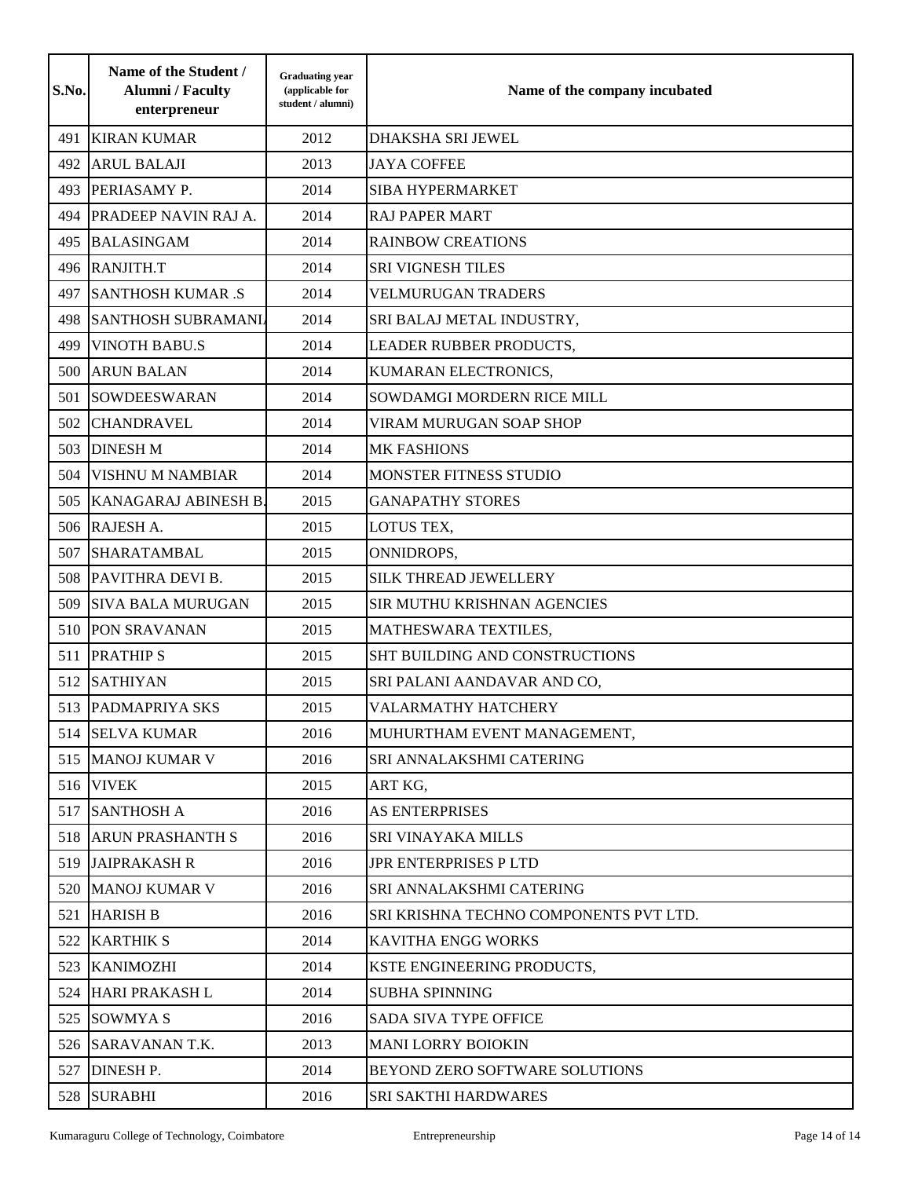| S.No. | Name of the Student / Alumni / Faculty enterpreneur | Graduating year (applicable for student / alumni) | Name of the company incubated |
|---|---|---|---|
| 491 | KIRAN KUMAR | 2012 | DHAKSHA SRI JEWEL |
| 492 | ARUL BALAJI | 2013 | JAYA COFFEE |
| 493 | PERIASAMY P. | 2014 | SIBA HYPERMARKET |
| 494 | PRADEEP NAVIN RAJ A. | 2014 | RAJ PAPER MART |
| 495 | BALASINGAM | 2014 | RAINBOW CREATIONS |
| 496 | RANJITH.T | 2014 | SRI VIGNESH TILES |
| 497 | SANTHOSH KUMAR .S | 2014 | VELMURUGAN TRADERS |
| 498 | SANTHOSH SUBRAMANI | 2014 | SRI BALAJ METAL INDUSTRY, |
| 499 | VINOTH BABU.S | 2014 | LEADER RUBBER PRODUCTS, |
| 500 | ARUN BALAN | 2014 | KUMARAN ELECTRONICS, |
| 501 | SOWDEESWARAN | 2014 | SOWDAMGI MORDERN RICE MILL |
| 502 | CHANDRAVEL | 2014 | VIRAM MURUGAN SOAP SHOP |
| 503 | DINESH M | 2014 | MK FASHIONS |
| 504 | VISHNU M NAMBIAR | 2014 | MONSTER FITNESS STUDIO |
| 505 | KANAGARAJ ABINESH B. | 2015 | GANAPATHY STORES |
| 506 | RAJESH A. | 2015 | LOTUS TEX, |
| 507 | SHARATAMBAL | 2015 | ONNIDROPS, |
| 508 | PAVITHRA DEVI B. | 2015 | SILK THREAD JEWELLERY |
| 509 | SIVA BALA MURUGAN | 2015 | SIR MUTHU KRISHNAN AGENCIES |
| 510 | PON SRAVANAN | 2015 | MATHESWARA TEXTILES, |
| 511 | PRATHIP S | 2015 | SHT BUILDING AND CONSTRUCTIONS |
| 512 | SATHIYAN | 2015 | SRI PALANI AANDAVAR AND CO, |
| 513 | PADMAPRIYA SKS | 2015 | VALARMATHY HATCHERY |
| 514 | SELVA KUMAR | 2016 | MUHURTHAM EVENT MANAGEMENT, |
| 515 | MANOJ KUMAR V | 2016 | SRI ANNALAKSHMI CATERING |
| 516 | VIVEK | 2015 | ART KG, |
| 517 | SANTHOSH A | 2016 | AS ENTERPRISES |
| 518 | ARUN PRASHANTH S | 2016 | SRI VINAYAKA MILLS |
| 519 | JAIPRAKASH R | 2016 | JPR ENTERPRISES P LTD |
| 520 | MANOJ KUMAR V | 2016 | SRI ANNALAKSHMI CATERING |
| 521 | HARISH B | 2016 | SRI KRISHNA TECHNO COMPONENTS PVT LTD. |
| 522 | KARTHIK S | 2014 | KAVITHA ENGG WORKS |
| 523 | KANIMOZHI | 2014 | KSTE ENGINEERING PRODUCTS, |
| 524 | HARI PRAKASH L | 2014 | SUBHA SPINNING |
| 525 | SOWMYA S | 2016 | SADA SIVA TYPE OFFICE |
| 526 | SARAVANAN T.K. | 2013 | MANI LORRY BOIOKIN |
| 527 | DINESH P. | 2014 | BEYOND ZERO SOFTWARE SOLUTIONS |
| 528 | SURABHI | 2016 | SRI SAKTHI HARDWARES |